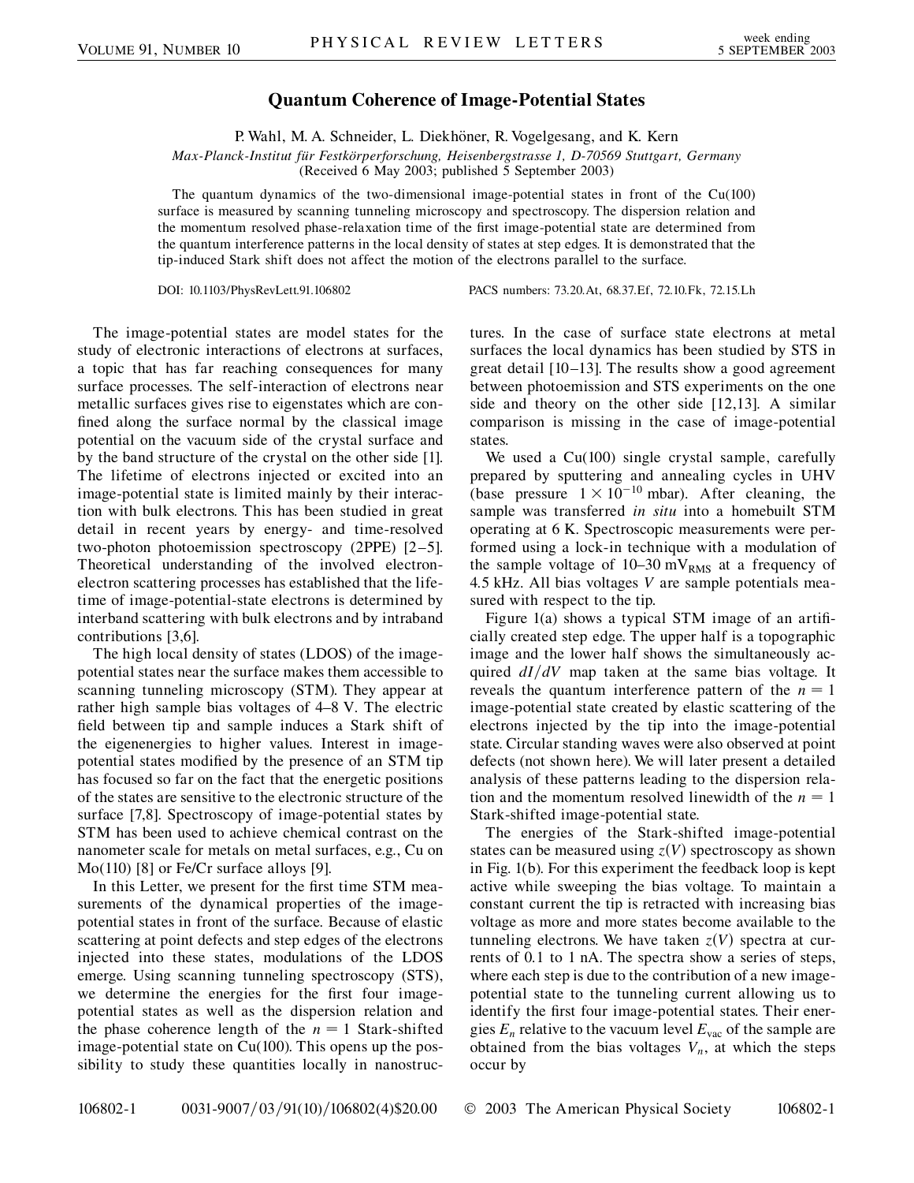# Quantum Coherence of Image-Potential States

P. Wahl, M. A. Schneider, L. Diekhöner, R. Vogelgesang, and K. Kern

*Max-Planck-Institut für Festkörperforschung, Heisenbergstrasse 1, D-70569 Stuttgart, Germany*
(Received 6 May 2003; published 5 September 2003)

The quantum dynamics of the two-dimensional image-potential states in front of the Cu(100) surface is measured by scanning tunneling microscopy and spectroscopy. The dispersion relation and the momentum resolved phase-relaxation time of the first image-potential state are determined from the quantum interference patterns in the local density of states at step edges. It is demonstrated that the tip-induced Stark shift does not affect the motion of the electrons parallel to the surface.

DOI: 10.1103/PhysRevLett.91.106802 PACS numbers: 73.20.At, 68.37.Ef, 72.10.Fk, 72.15.Lh

The image-potential states are model states for the study of electronic interactions of electrons at surfaces, a topic that has far reaching consequences for many surface processes. The self-interaction of electrons near metallic surfaces gives rise to eigenstates which are confined along the surface normal by the classical image potential on the vacuum side of the crystal surface and by the band structure of the crystal on the other side [1]. The lifetime of electrons injected or excited into an image-potential state is limited mainly by their interaction with bulk electrons. This has been studied in great detail in recent years by energy- and time-resolved two-photon photoemission spectroscopy (2PPE) [2–5]. Theoretical understanding of the involved electron-electron scattering processes has established that the lifetime of image-potential-state electrons is determined by interband scattering with bulk electrons and by intraband contributions [3,6].

The high local density of states (LDOS) of the image-potential states near the surface makes them accessible to scanning tunneling microscopy (STM). They appear at rather high sample bias voltages of 4–8 V. The electric field between tip and sample induces a Stark shift of the eigenenergies to higher values. Interest in image-potential states modified by the presence of an STM tip has focused so far on the fact that the energetic positions of the states are sensitive to the electronic structure of the surface [7,8]. Spectroscopy of image-potential states by STM has been used to achieve chemical contrast on the nanometer scale for metals on metal surfaces, e.g., Cu on Mo(110) [8] or Fe/Cr surface alloys [9].

In this Letter, we present for the first time STM measurements of the dynamical properties of the image-potential states in front of the surface. Because of elastic scattering at point defects and step edges of the electrons injected into these states, modulations of the LDOS emerge. Using scanning tunneling spectroscopy (STS), we determine the energies for the first four image-potential states as well as the dispersion relation and the phase coherence length of the $n = 1$ Stark-shifted image-potential state on Cu(100). This opens up the possibility to study these quantities locally in nanostructures. In the case of surface state electrons at metal surfaces the local dynamics has been studied by STS in great detail [10–13]. The results show a good agreement between photoemission and STS experiments on the one side and theory on the other side [12,13]. A similar comparison is missing in the case of image-potential states.

We used a Cu(100) single crystal sample, carefully prepared by sputtering and annealing cycles in UHV (base pressure $1 \times 10^{-10}$ mbar). After cleaning, the sample was transferred *in situ* into a homebuilt STM operating at 6 K. Spectroscopic measurements were performed using a lock-in technique with a modulation of the sample voltage of 10–30 $\mathrm{mV_{RMS}}$ at a frequency of 4.5 kHz. All bias voltages $V$ are sample potentials measured with respect to the tip.

Figure 1(a) shows a typical STM image of an artificially created step edge. The upper half is a topographic image and the lower half shows the simultaneously acquired $dI/dV$ map taken at the same bias voltage. It reveals the quantum interference pattern of the $n = 1$ image-potential state created by elastic scattering of the electrons injected by the tip into the image-potential state. Circular standing waves were also observed at point defects (not shown here). We will later present a detailed analysis of these patterns leading to the dispersion relation and the momentum resolved linewidth of the $n = 1$ Stark-shifted image-potential state.

The energies of the Stark-shifted image-potential states can be measured using $z(V)$ spectroscopy as shown in Fig. 1(b). For this experiment the feedback loop is kept active while sweeping the bias voltage. To maintain a constant current the tip is retracted with increasing bias voltage as more and more states become available to the tunneling electrons. We have taken $z(V)$ spectra at currents of 0.1 to 1 nA. The spectra show a series of steps, where each step is due to the contribution of a new image-potential state to the tunneling current allowing us to identify the first four image-potential states. Their energies $E_n$ relative to the vacuum level $E_{\mathrm{vac}}$ of the sample are obtained from the bias voltages $V_n$, at which the steps occur by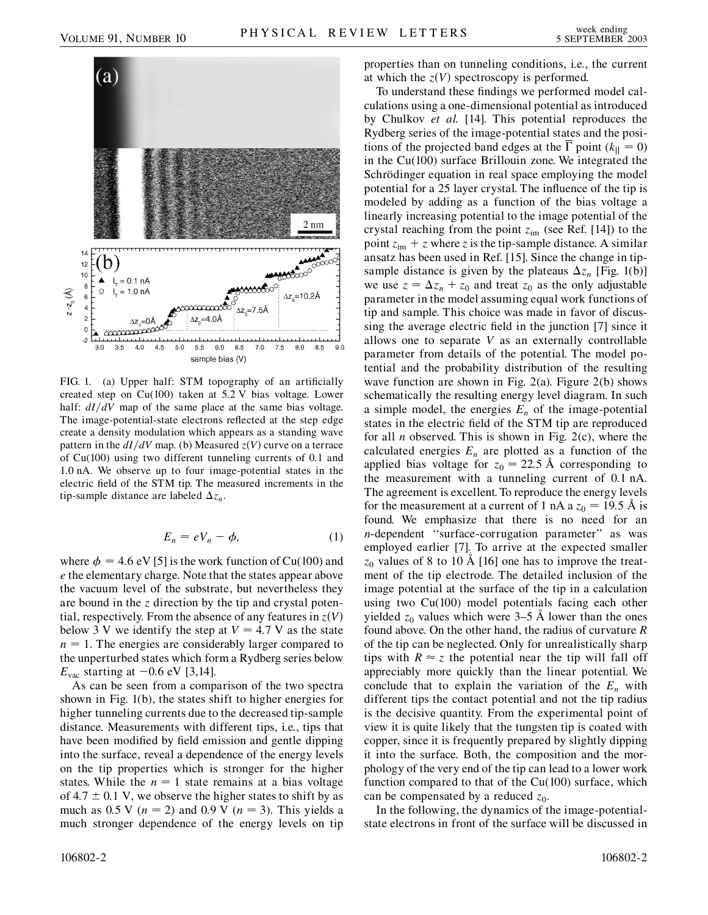FIG. 1. (a) Upper half: STM topography of an artificially created step on Cu(100) taken at 5.2 V bias voltage. Lower half: $dI/dV$ map of the same place at the same bias voltage. The image-potential-state electrons reflected at the step edge create a density modulation which appears as a standing wave pattern in the $dI/dV$ map. (b) Measured $z(V)$ curve on a terrace of Cu(100) using two different tunneling currents of 0.1 and 1.0 nA. We observe up to four image-potential states in the electric field of the STM tip. The measured increments in the tip-sample distance are labeled $\Delta z_n$.

$$E_n = eV_n - \phi, \tag{1}$$

where $\phi = 4.6$ eV [5] is the work function of Cu(100) and $e$ the elementary charge. Note that the states appear above the vacuum level of the substrate, but nevertheless they are bound in the $z$ direction by the tip and crystal potential, respectively. From the absence of any features in $z(V)$ below 3 V we identify the step at $V = 4.7$ V as the state $n = 1$. The energies are considerably larger compared to the unperturbed states which form a Rydberg series below $E_{vac}$ starting at $-0.6$ eV [3,14].

As can be seen from a comparison of the two spectra shown in Fig. 1(b), the states shift to higher energies for higher tunneling currents due to the decreased tip-sample distance. Measurements with different tips, i.e., tips that have been modified by field emission and gentle dipping into the surface, reveal a dependence of the energy levels on the tip properties which is stronger for the higher states. While the $n = 1$ state remains at a bias voltage of $4.7 \pm 0.1$ V, we observe the higher states to shift by as much as 0.5 V ($n = 2$) and 0.9 V ($n = 3$). This yields a much stronger dependence of the energy levels on tip properties than on tunneling conditions, i.e., the current at which the $z(V)$ spectroscopy is performed.

To understand these findings we performed model calculations using a one-dimensional potential as introduced by Chulkov *et al.* [14]. This potential reproduces the Rydberg series of the image-potential states and the positions of the projected band edges at the $\bar{\Gamma}$ point ($k_{\|} = 0$) in the Cu(100) surface Brillouin zone. We integrated the Schrödinger equation in real space employing the model potential for a 25 layer crystal. The influence of the tip is modeled by adding as a function of the bias voltage a linearly increasing potential to the image potential of the crystal reaching from the point $z_{im}$ (see Ref. [14]) to the point $z_{im} + z$ where $z$ is the tip-sample distance. A similar ansatz has been used in Ref. [15]. Since the change in tip-sample distance is given by the plateaus $\Delta z_n$ [Fig. 1(b)] we use $z = \Delta z_n + z_0$ and treat $z_0$ as the only adjustable parameter in the model assuming equal work functions of tip and sample. This choice was made in favor of discussing the average electric field in the junction [7] since it allows one to separate $V$ as an externally controllable parameter from details of the potential. The model potential and the probability distribution of the resulting wave function are shown in Fig. 2(a). Figure 2(b) shows schematically the resulting energy level diagram. In such a simple model, the energies $E_n$ of the image-potential states in the electric field of the STM tip are reproduced for all $n$ observed. This is shown in Fig. 2(c), where the calculated energies $E_n$ are plotted as a function of the applied bias voltage for $z_0 = 22.5$ Å corresponding to the measurement with a tunneling current of 0.1 nA. The agreement is excellent. To reproduce the energy levels for the measurement at a current of 1 nA a $z_0 = 19.5$ Å is found. We emphasize that there is no need for an $n$-dependent "surface-corrugation parameter" as was employed earlier [7]. To arrive at the expected smaller $z_0$ values of 8 to 10 Å [16] one has to improve the treatment of the tip electrode. The detailed inclusion of the image potential at the surface of the tip in a calculation using two Cu(100) model potentials facing each other yielded $z_0$ values which were 3–5 Å lower than the ones found above. On the other hand, the radius of curvature $R$ of the tip can be neglected. Only for unrealistically sharp tips with $R \approx z$ the potential near the tip will fall off appreciably more quickly than the linear potential. We conclude that to explain the variation of the $E_n$ with different tips the contact potential and not the tip radius is the decisive quantity. From the experimental point of view it is quite likely that the tungsten tip is coated with copper, since it is frequently prepared by slightly dipping it into the surface. Both, the composition and the morphology of the very end of the tip can lead to a lower work function compared to that of the Cu(100) surface, which can be compensated by a reduced $z_0$.

In the following, the dynamics of the image-potential-state electrons in front of the surface will be discussed in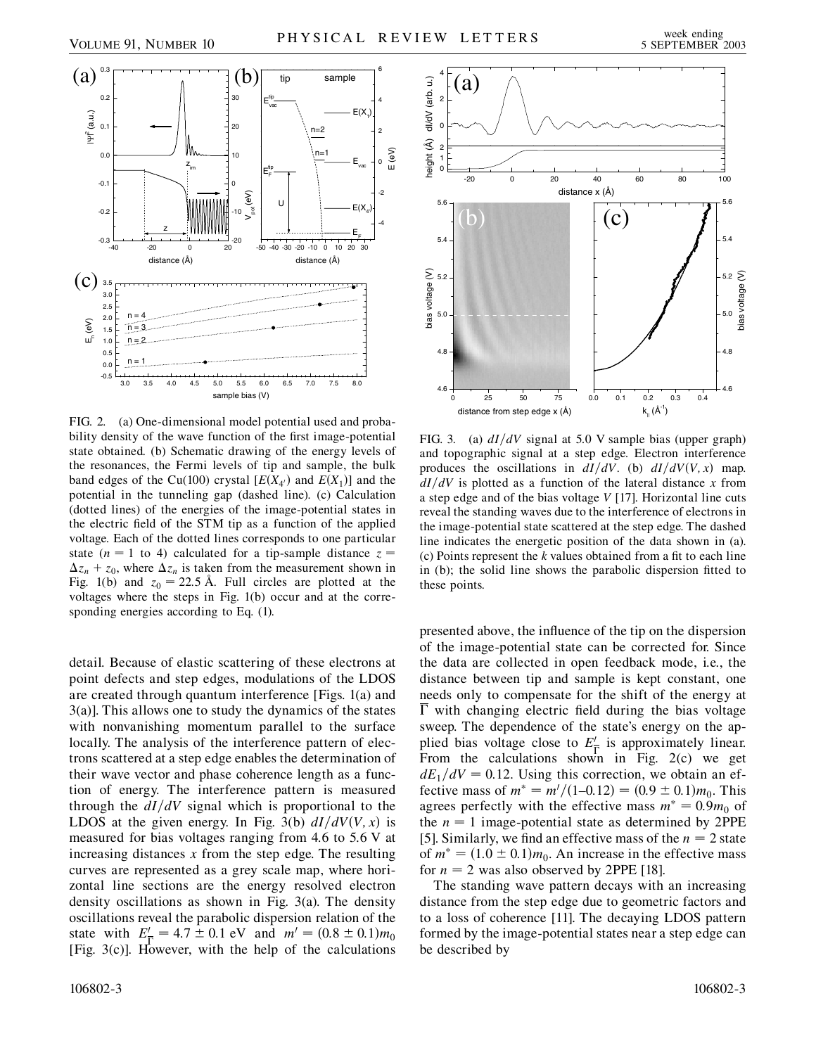FIG. 2. (a) One-dimensional model potential used and probability density of the wave function of the first image-potential state obtained. (b) Schematic drawing of the energy levels of the resonances, the Fermi levels of tip and sample, the bulk band edges of the Cu(100) crystal [$E(X_{4'})$ and $E(X_1)$] and the potential in the tunneling gap (dashed line). (c) Calculation (dotted lines) of the energies of the image-potential states in the electric field of the STM tip as a function of the applied voltage. Each of the dotted lines corresponds to one particular state ($n = 1$ to 4) calculated for a tip-sample distance $z = \Delta z_n + z_0$, where $\Delta z_n$ is taken from the measurement shown in Fig. 1(b) and $z_0 = 22.5$ Å. Full circles are plotted at the voltages where the steps in Fig. 1(b) occur and at the corresponding energies according to Eq. (1).

FIG. 3. (a) $dI/dV$ signal at 5.0 V sample bias (upper graph) and topographic signal at a step edge. Electron interference produces the oscillations in $dI/dV$. (b) $dI/dV(V, x)$ map. $dI/dV$ is plotted as a function of the lateral distance $x$ from a step edge and of the bias voltage $V$ [17]. Horizontal line cuts reveal the standing waves due to the interference of electrons in the image-potential state scattered at the step edge. The dashed line indicates the energetic position of the data shown in (a). (c) Points represent the $k$ values obtained from a fit to each line in (b); the solid line shows the parabolic dispersion fitted to these points.

detail. Because of elastic scattering of these electrons at point defects and step edges, modulations of the LDOS are created through quantum interference [Figs. 1(a) and 3(a)]. This allows one to study the dynamics of the states with nonvanishing momentum parallel to the surface locally. The analysis of the interference pattern of electrons scattered at a step edge enables the determination of their wave vector and phase coherence length as a function of energy. The interference pattern is measured through the $dI/dV$ signal which is proportional to the LDOS at the given energy. In Fig. 3(b) $dI/dV(V, x)$ is measured for bias voltages ranging from 4.6 to 5.6 V at increasing distances $x$ from the step edge. The resulting curves are represented as a grey scale map, where horizontal line sections are the energy resolved electron density oscillations as shown in Fig. 3(a). The density oscillations reveal the parabolic dispersion relation of the state with $E'_{\overline{\Gamma}} = 4.7 \pm 0.1$ eV and $m' = (0.8 \pm 0.1)m_0$ [Fig. 3(c)]. However, with the help of the calculations presented above, the influence of the tip on the dispersion of the image-potential state can be corrected for. Since the data are collected in open feedback mode, i.e., the distance between tip and sample is kept constant, one needs only to compensate for the shift of the energy at $\overline{\Gamma}$ with changing electric field during the bias voltage sweep. The dependence of the state's energy on the applied bias voltage close to $E'_{\overline{\Gamma}}$ is approximately linear. From the calculations shown in Fig. 2(c) we get $dE_1/dV = 0.12$. Using this correction, we obtain an effective mass of $m^* = m'/(1\text{–}0.12) = (0.9 \pm 0.1)m_0$. This agrees perfectly with the effective mass $m^* = 0.9m_0$ of the $n = 1$ image-potential state as determined by 2PPE [5]. Similarly, we find an effective mass of the $n = 2$ state of $m^* = (1.0 \pm 0.1)m_0$. An increase in the effective mass for $n = 2$ was also observed by 2PPE [18].

The standing wave pattern decays with an increasing distance from the step edge due to geometric factors and to a loss of coherence [11]. The decaying LDOS pattern formed by the image-potential states near a step edge can be described by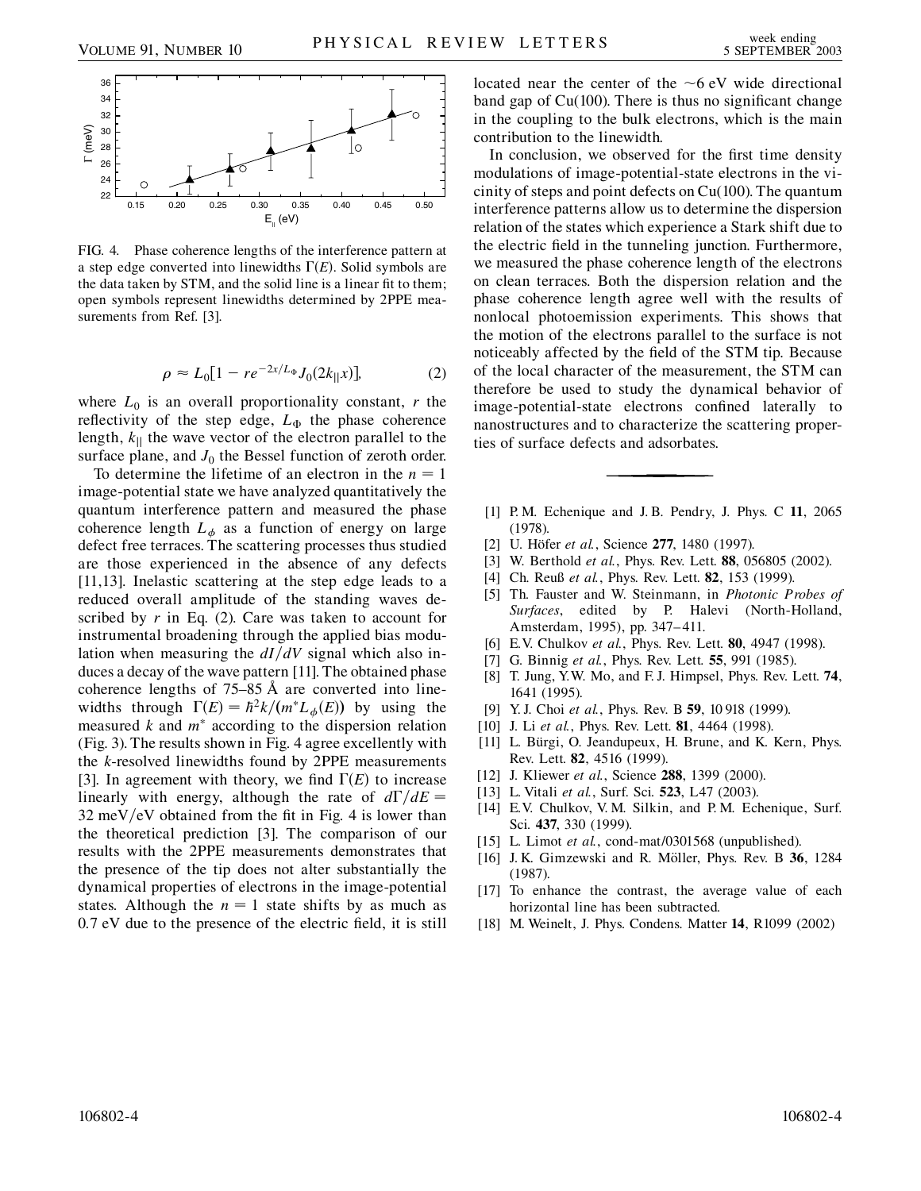36
34
32
30
28
26
24
22
Γ (meV)
0.15 0.20 0.25 0.30 0.35 0.40 0.45 0.50
$E_{||}$ (eV)

FIG. 4. Phase coherence lengths of the interference pattern at a step edge converted into linewidths $\Gamma(E)$. Solid symbols are the data taken by STM, and the solid line is a linear fit to them; open symbols represent linewidths determined by 2PPE measurements from Ref. [3].

$$\rho \approx L_0[1 - re^{-2x/L_\Phi} J_0(2k_{||}x)], \tag{2}$$

where $L_0$ is an overall proportionality constant, $r$ the reflectivity of the step edge, $L_\Phi$ the phase coherence length, $k_{||}$ the wave vector of the electron parallel to the surface plane, and $J_0$ the Bessel function of zeroth order.

To determine the lifetime of an electron in the $n = 1$ image-potential state we have analyzed quantitatively the quantum interference pattern and measured the phase coherence length $L_\phi$ as a function of energy on large defect free terraces. The scattering processes thus studied are those experienced in the absence of any defects [11,13]. Inelastic scattering at the step edge leads to a reduced overall amplitude of the standing waves described by $r$ in Eq. (2). Care was taken to account for instrumental broadening through the applied bias modulation when measuring the $dI/dV$ signal which also induces a decay of the wave pattern [11]. The obtained phase coherence lengths of 75–85 Å are converted into linewidths through $\Gamma(E) = \hbar^2 k/(m^* L_\phi(E))$ by using the measured $k$ and $m^*$ according to the dispersion relation (Fig. 3). The results shown in Fig. 4 agree excellently with the $k$-resolved linewidths found by 2PPE measurements [3]. In agreement with theory, we find $\Gamma(E)$ to increase linearly with energy, although the rate of $d\Gamma/dE = 32$ meV/eV obtained from the fit in Fig. 4 is lower than the theoretical prediction [3]. The comparison of our results with the 2PPE measurements demonstrates that the presence of the tip does not alter substantially the dynamical properties of electrons in the image-potential states. Although the $n = 1$ state shifts by as much as 0.7 eV due to the presence of the electric field, it is still located near the center of the ~6 eV wide directional band gap of Cu(100). There is thus no significant change in the coupling to the bulk electrons, which is the main contribution to the linewidth.

In conclusion, we observed for the first time density modulations of image-potential-state electrons in the vicinity of steps and point defects on Cu(100). The quantum interference patterns allow us to determine the dispersion relation of the states which experience a Stark shift due to the electric field in the tunneling junction. Furthermore, we measured the phase coherence length of the electrons on clean terraces. Both the dispersion relation and the phase coherence length agree well with the results of nonlocal photoemission experiments. This shows that the motion of the electrons parallel to the surface is not noticeably affected by the field of the STM tip. Because of the local character of the measurement, the STM can therefore be used to study the dynamical behavior of image-potential-state electrons confined laterally to nanostructures and to characterize the scattering properties of surface defects and adsorbates.

---

[1] P. M. Echenique and J. B. Pendry, J. Phys. C **11**, 2065 (1978).
[2] U. Höfer *et al.*, Science **277**, 1480 (1997).
[3] W. Berthold *et al.*, Phys. Rev. Lett. **88**, 056805 (2002).
[4] Ch. Reuß *et al.*, Phys. Rev. Lett. **82**, 153 (1999).
[5] Th. Fauster and W. Steinmann, in *Photonic Probes of Surfaces*, edited by P. Halevi (North-Holland, Amsterdam, 1995), pp. 347–411.
[6] E. V. Chulkov *et al.*, Phys. Rev. Lett. **80**, 4947 (1998).
[7] G. Binnig *et al.*, Phys. Rev. Lett. **55**, 991 (1985).
[8] T. Jung, Y. W. Mo, and F. J. Himpsel, Phys. Rev. Lett. **74**, 1641 (1995).
[9] Y. J. Choi *et al.*, Phys. Rev. B **59**, 10 918 (1999).
[10] J. Li *et al.*, Phys. Rev. Lett. **81**, 4464 (1998).
[11] L. Bürgi, O. Jeandupeux, H. Brune, and K. Kern, Phys. Rev. Lett. **82**, 4516 (1999).
[12] J. Kliewer *et al.*, Science **288**, 1399 (2000).
[13] L. Vitali *et al.*, Surf. Sci. **523**, L47 (2003).
[14] E. V. Chulkov, V. M. Silkin, and P. M. Echenique, Surf. Sci. **437**, 330 (1999).
[15] L. Limot *et al.*, cond-mat/0301568 (unpublished).
[16] J. K. Gimzewski and R. Möller, Phys. Rev. B **36**, 1284 (1987).
[17] To enhance the contrast, the average value of each horizontal line has been subtracted.
[18] M. Weinelt, J. Phys. Condens. Matter **14**, R1099 (2002)